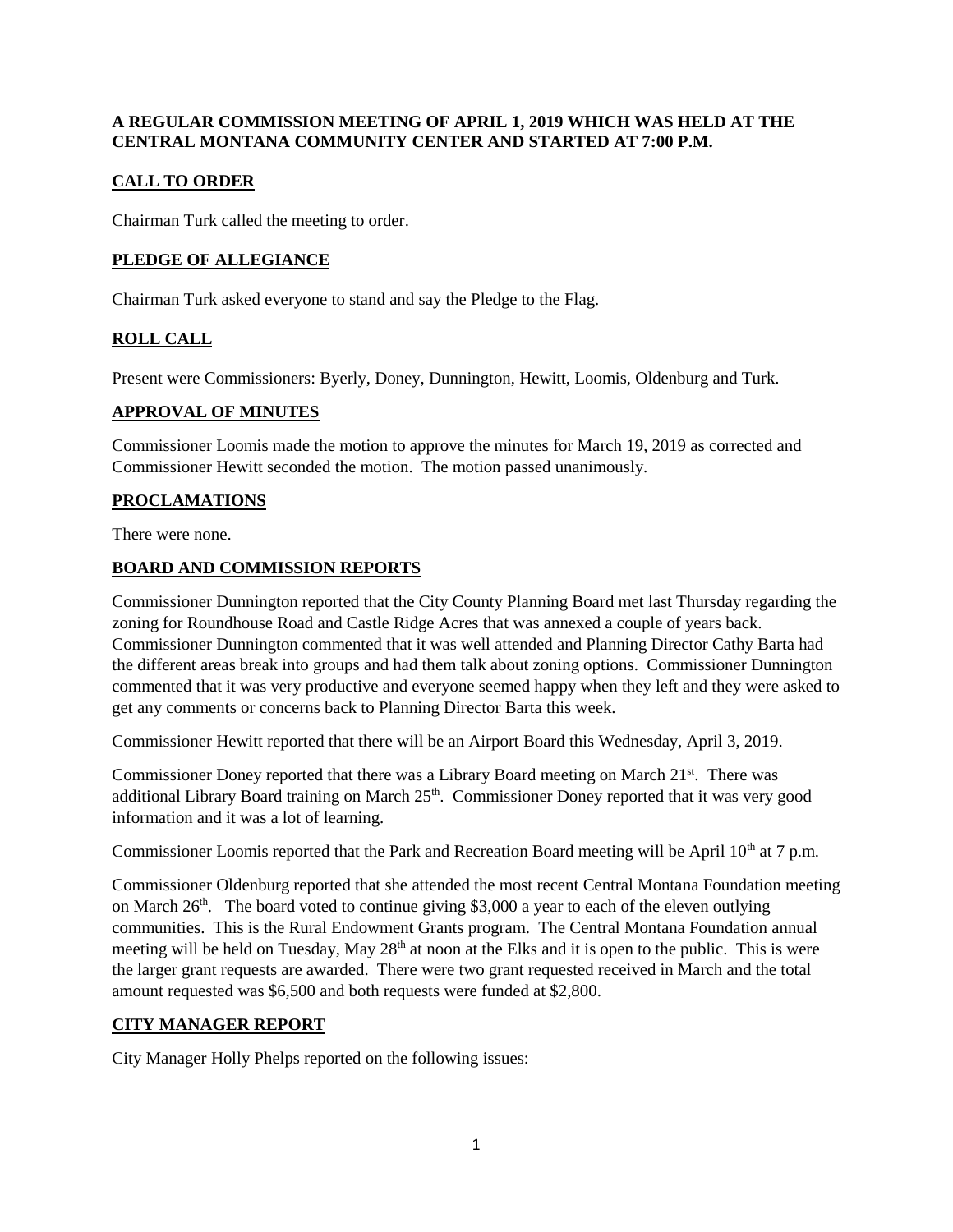**A REGULAR COMMISSION MEETING OF APRIL 1, 2019 WHICH WAS HELD AT THE CENTRAL MONTANA COMMUNITY CENTER AND STARTED AT 7:00 P.M.**

## CALL TO ORDER

Chairman Turk called the meeting to order.

## PLEDGE OF ALLEGIANCE

Chairman Turk asked everyone to stand and say the Pledge to the Flag.

## ROLL CALL

Present were Commissioners: Byerly, Doney, Dunnington, Hewitt, Loomis, Oldenburg and Turk.

## APPROVAL OF MINUTES

Commissioner Loomis made the motion to approve the minutes for March 19, 2019 as corrected and Commissioner Hewitt seconded the motion. The motion passed unanimously.

## PROCLAMATIONS

There were none.

## BOARD AND COMMISSION REPORTS

Commissioner Dunnington reported that the City County Planning Board met last Thursday regarding the zoning for Roundhouse Road and Castle Ridge Acres that was annexed a couple of years back. Commissioner Dunnington commented that it was well attended and Planning Director Cathy Barta had the different areas break into groups and had them talk about zoning options. Commissioner Dunnington commented that it was very productive and everyone seemed happy when they left and they were asked to get any comments or concerns back to Planning Director Barta this week.

Commissioner Hewitt reported that there will be an Airport Board this Wednesday, April 3, 2019.

Commissioner Doney reported that there was a Library Board meeting on March 21st. There was additional Library Board training on March 25th. Commissioner Doney reported that it was very good information and it was a lot of learning.

Commissioner Loomis reported that the Park and Recreation Board meeting will be April 10th at 7 p.m.

Commissioner Oldenburg reported that she attended the most recent Central Montana Foundation meeting on March 26th. The board voted to continue giving $3,000 a year to each of the eleven outlying communities. This is the Rural Endowment Grants program. The Central Montana Foundation annual meeting will be held on Tuesday, May 28th at noon at the Elks and it is open to the public. This is were the larger grant requests are awarded. There were two grant requested received in March and the total amount requested was $6,500 and both requests were funded at $2,800.

## CITY MANAGER REPORT

City Manager Holly Phelps reported on the following issues: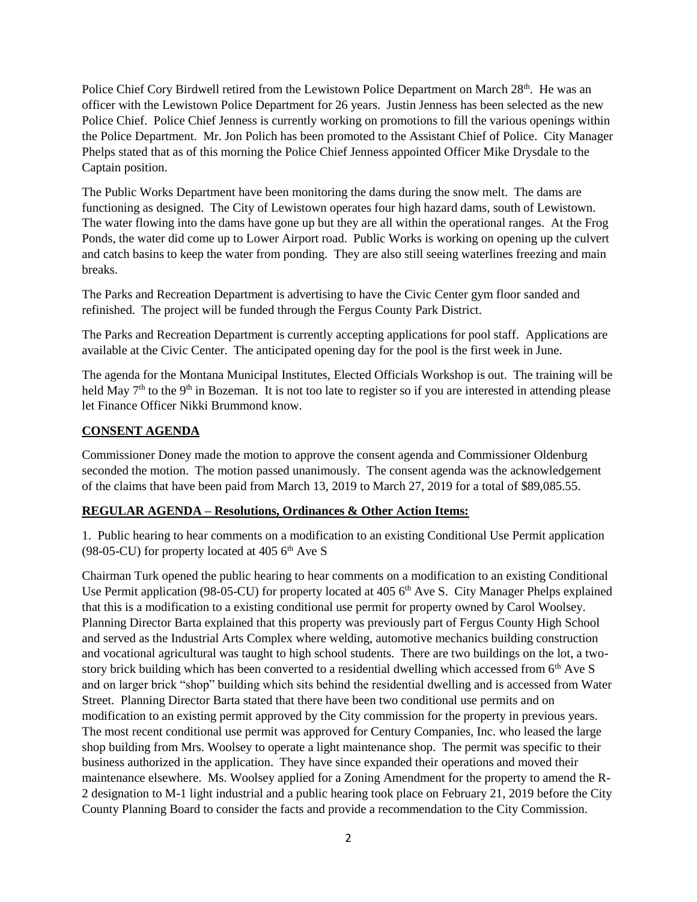Police Chief Cory Birdwell retired from the Lewistown Police Department on March 28th. He was an officer with the Lewistown Police Department for 26 years. Justin Jenness has been selected as the new Police Chief. Police Chief Jenness is currently working on promotions to fill the various openings within the Police Department. Mr. Jon Polich has been promoted to the Assistant Chief of Police. City Manager Phelps stated that as of this morning the Police Chief Jenness appointed Officer Mike Drysdale to the Captain position.

The Public Works Department have been monitoring the dams during the snow melt. The dams are functioning as designed. The City of Lewistown operates four high hazard dams, south of Lewistown. The water flowing into the dams have gone up but they are all within the operational ranges. At the Frog Ponds, the water did come up to Lower Airport road. Public Works is working on opening up the culvert and catch basins to keep the water from ponding. They are also still seeing waterlines freezing and main breaks.

The Parks and Recreation Department is advertising to have the Civic Center gym floor sanded and refinished. The project will be funded through the Fergus County Park District.

The Parks and Recreation Department is currently accepting applications for pool staff. Applications are available at the Civic Center. The anticipated opening day for the pool is the first week in June.

The agenda for the Montana Municipal Institutes, Elected Officials Workshop is out. The training will be held May 7th to the 9th in Bozeman. It is not too late to register so if you are interested in attending please let Finance Officer Nikki Brummond know.

## CONSENT AGENDA

Commissioner Doney made the motion to approve the consent agenda and Commissioner Oldenburg seconded the motion. The motion passed unanimously. The consent agenda was the acknowledgement of the claims that have been paid from March 13, 2019 to March 27, 2019 for a total of $89,085.55.

## REGULAR AGENDA – Resolutions, Ordinances & Other Action Items:

1. Public hearing to hear comments on a modification to an existing Conditional Use Permit application (98-05-CU) for property located at 405 6th Ave S

Chairman Turk opened the public hearing to hear comments on a modification to an existing Conditional Use Permit application (98-05-CU) for property located at 405 6th Ave S. City Manager Phelps explained that this is a modification to a existing conditional use permit for property owned by Carol Woolsey. Planning Director Barta explained that this property was previously part of Fergus County High School and served as the Industrial Arts Complex where welding, automotive mechanics building construction and vocational agricultural was taught to high school students. There are two buildings on the lot, a two-story brick building which has been converted to a residential dwelling which accessed from 6th Ave S and on larger brick "shop" building which sits behind the residential dwelling and is accessed from Water Street. Planning Director Barta stated that there have been two conditional use permits and on modification to an existing permit approved by the City commission for the property in previous years. The most recent conditional use permit was approved for Century Companies, Inc. who leased the large shop building from Mrs. Woolsey to operate a light maintenance shop. The permit was specific to their business authorized in the application. They have since expanded their operations and moved their maintenance elsewhere. Ms. Woolsey applied for a Zoning Amendment for the property to amend the R-2 designation to M-1 light industrial and a public hearing took place on February 21, 2019 before the City County Planning Board to consider the facts and provide a recommendation to the City Commission.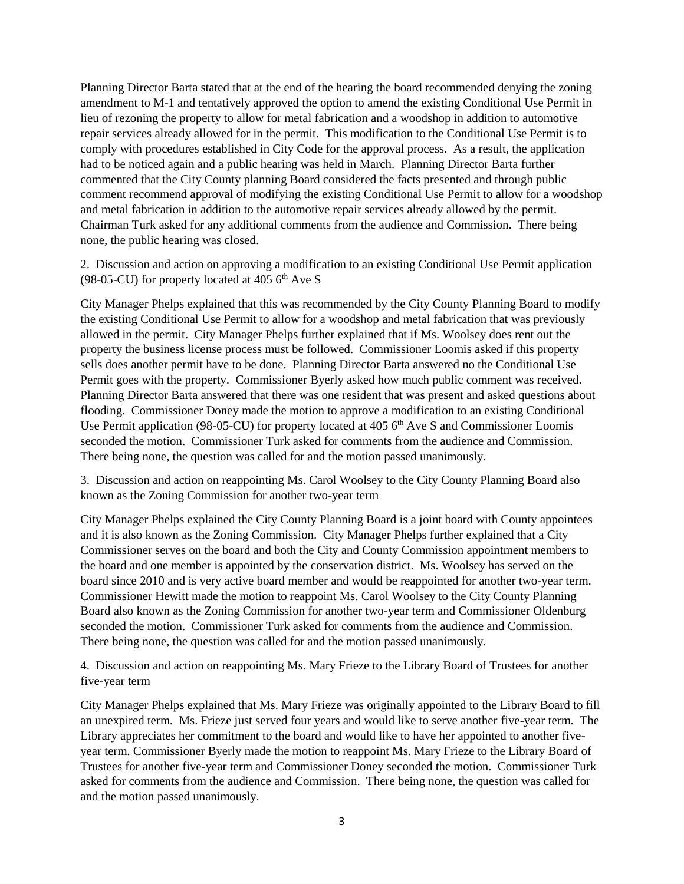Planning Director Barta stated that at the end of the hearing the board recommended denying the zoning amendment to M-1 and tentatively approved the option to amend the existing Conditional Use Permit in lieu of rezoning the property to allow for metal fabrication and a woodshop in addition to automotive repair services already allowed for in the permit. This modification to the Conditional Use Permit is to comply with procedures established in City Code for the approval process. As a result, the application had to be noticed again and a public hearing was held in March. Planning Director Barta further commented that the City County planning Board considered the facts presented and through public comment recommend approval of modifying the existing Conditional Use Permit to allow for a woodshop and metal fabrication in addition to the automotive repair services already allowed by the permit. Chairman Turk asked for any additional comments from the audience and Commission. There being none, the public hearing was closed.

2. Discussion and action on approving a modification to an existing Conditional Use Permit application (98-05-CU) for property located at 405 6th Ave S

City Manager Phelps explained that this was recommended by the City County Planning Board to modify the existing Conditional Use Permit to allow for a woodshop and metal fabrication that was previously allowed in the permit. City Manager Phelps further explained that if Ms. Woolsey does rent out the property the business license process must be followed. Commissioner Loomis asked if this property sells does another permit have to be done. Planning Director Barta answered no the Conditional Use Permit goes with the property. Commissioner Byerly asked how much public comment was received. Planning Director Barta answered that there was one resident that was present and asked questions about flooding. Commissioner Doney made the motion to approve a modification to an existing Conditional Use Permit application (98-05-CU) for property located at 405 6th Ave S and Commissioner Loomis seconded the motion. Commissioner Turk asked for comments from the audience and Commission. There being none, the question was called for and the motion passed unanimously.

3. Discussion and action on reappointing Ms. Carol Woolsey to the City County Planning Board also known as the Zoning Commission for another two-year term

City Manager Phelps explained the City County Planning Board is a joint board with County appointees and it is also known as the Zoning Commission. City Manager Phelps further explained that a City Commissioner serves on the board and both the City and County Commission appointment members to the board and one member is appointed by the conservation district. Ms. Woolsey has served on the board since 2010 and is very active board member and would be reappointed for another two-year term. Commissioner Hewitt made the motion to reappoint Ms. Carol Woolsey to the City County Planning Board also known as the Zoning Commission for another two-year term and Commissioner Oldenburg seconded the motion. Commissioner Turk asked for comments from the audience and Commission. There being none, the question was called for and the motion passed unanimously.

4. Discussion and action on reappointing Ms. Mary Frieze to the Library Board of Trustees for another five-year term

City Manager Phelps explained that Ms. Mary Frieze was originally appointed to the Library Board to fill an unexpired term. Ms. Frieze just served four years and would like to serve another five-year term. The Library appreciates her commitment to the board and would like to have her appointed to another five-year term. Commissioner Byerly made the motion to reappoint Ms. Mary Frieze to the Library Board of Trustees for another five-year term and Commissioner Doney seconded the motion. Commissioner Turk asked for comments from the audience and Commission. There being none, the question was called for and the motion passed unanimously.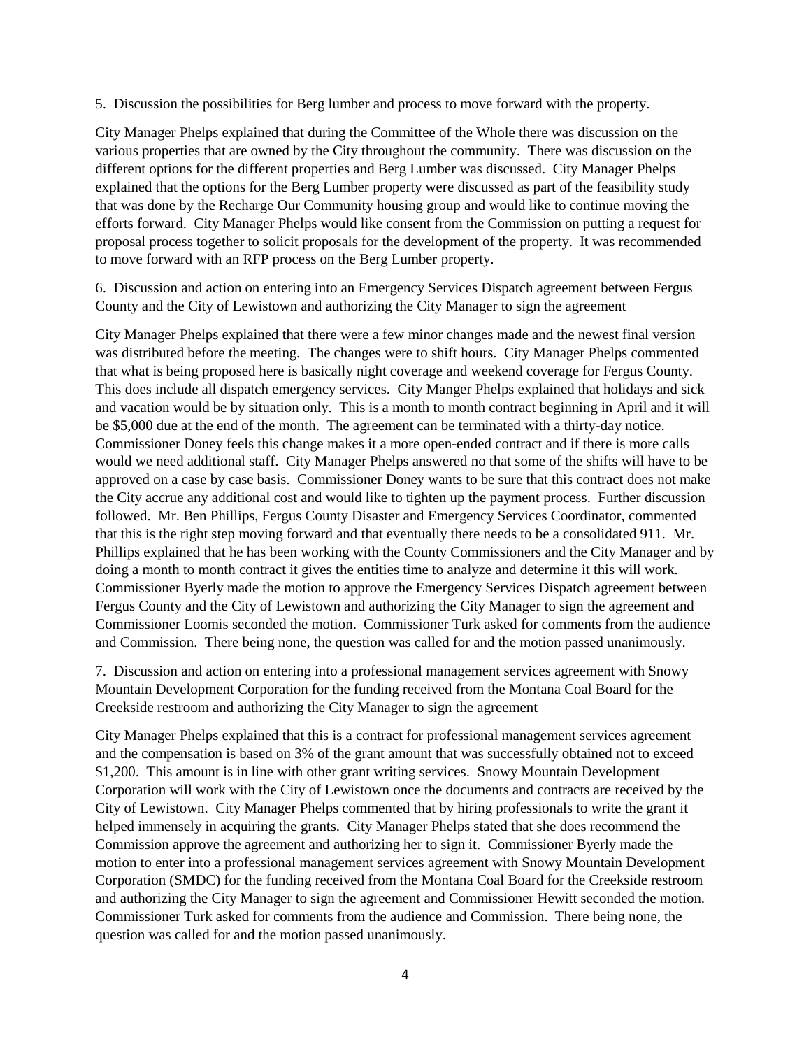5. Discussion the possibilities for Berg lumber and process to move forward with the property.

City Manager Phelps explained that during the Committee of the Whole there was discussion on the various properties that are owned by the City throughout the community. There was discussion on the different options for the different properties and Berg Lumber was discussed. City Manager Phelps explained that the options for the Berg Lumber property were discussed as part of the feasibility study that was done by the Recharge Our Community housing group and would like to continue moving the efforts forward. City Manager Phelps would like consent from the Commission on putting a request for proposal process together to solicit proposals for the development of the property. It was recommended to move forward with an RFP process on the Berg Lumber property.

6. Discussion and action on entering into an Emergency Services Dispatch agreement between Fergus County and the City of Lewistown and authorizing the City Manager to sign the agreement

City Manager Phelps explained that there were a few minor changes made and the newest final version was distributed before the meeting. The changes were to shift hours. City Manager Phelps commented that what is being proposed here is basically night coverage and weekend coverage for Fergus County. This does include all dispatch emergency services. City Manger Phelps explained that holidays and sick and vacation would be by situation only. This is a month to month contract beginning in April and it will be $5,000 due at the end of the month. The agreement can be terminated with a thirty-day notice. Commissioner Doney feels this change makes it a more open-ended contract and if there is more calls would we need additional staff. City Manager Phelps answered no that some of the shifts will have to be approved on a case by case basis. Commissioner Doney wants to be sure that this contract does not make the City accrue any additional cost and would like to tighten up the payment process. Further discussion followed. Mr. Ben Phillips, Fergus County Disaster and Emergency Services Coordinator, commented that this is the right step moving forward and that eventually there needs to be a consolidated 911. Mr. Phillips explained that he has been working with the County Commissioners and the City Manager and by doing a month to month contract it gives the entities time to analyze and determine it this will work. Commissioner Byerly made the motion to approve the Emergency Services Dispatch agreement between Fergus County and the City of Lewistown and authorizing the City Manager to sign the agreement and Commissioner Loomis seconded the motion. Commissioner Turk asked for comments from the audience and Commission. There being none, the question was called for and the motion passed unanimously.

7. Discussion and action on entering into a professional management services agreement with Snowy Mountain Development Corporation for the funding received from the Montana Coal Board for the Creekside restroom and authorizing the City Manager to sign the agreement

City Manager Phelps explained that this is a contract for professional management services agreement and the compensation is based on 3% of the grant amount that was successfully obtained not to exceed $1,200. This amount is in line with other grant writing services. Snowy Mountain Development Corporation will work with the City of Lewistown once the documents and contracts are received by the City of Lewistown. City Manager Phelps commented that by hiring professionals to write the grant it helped immensely in acquiring the grants. City Manager Phelps stated that she does recommend the Commission approve the agreement and authorizing her to sign it. Commissioner Byerly made the motion to enter into a professional management services agreement with Snowy Mountain Development Corporation (SMDC) for the funding received from the Montana Coal Board for the Creekside restroom and authorizing the City Manager to sign the agreement and Commissioner Hewitt seconded the motion. Commissioner Turk asked for comments from the audience and Commission. There being none, the question was called for and the motion passed unanimously.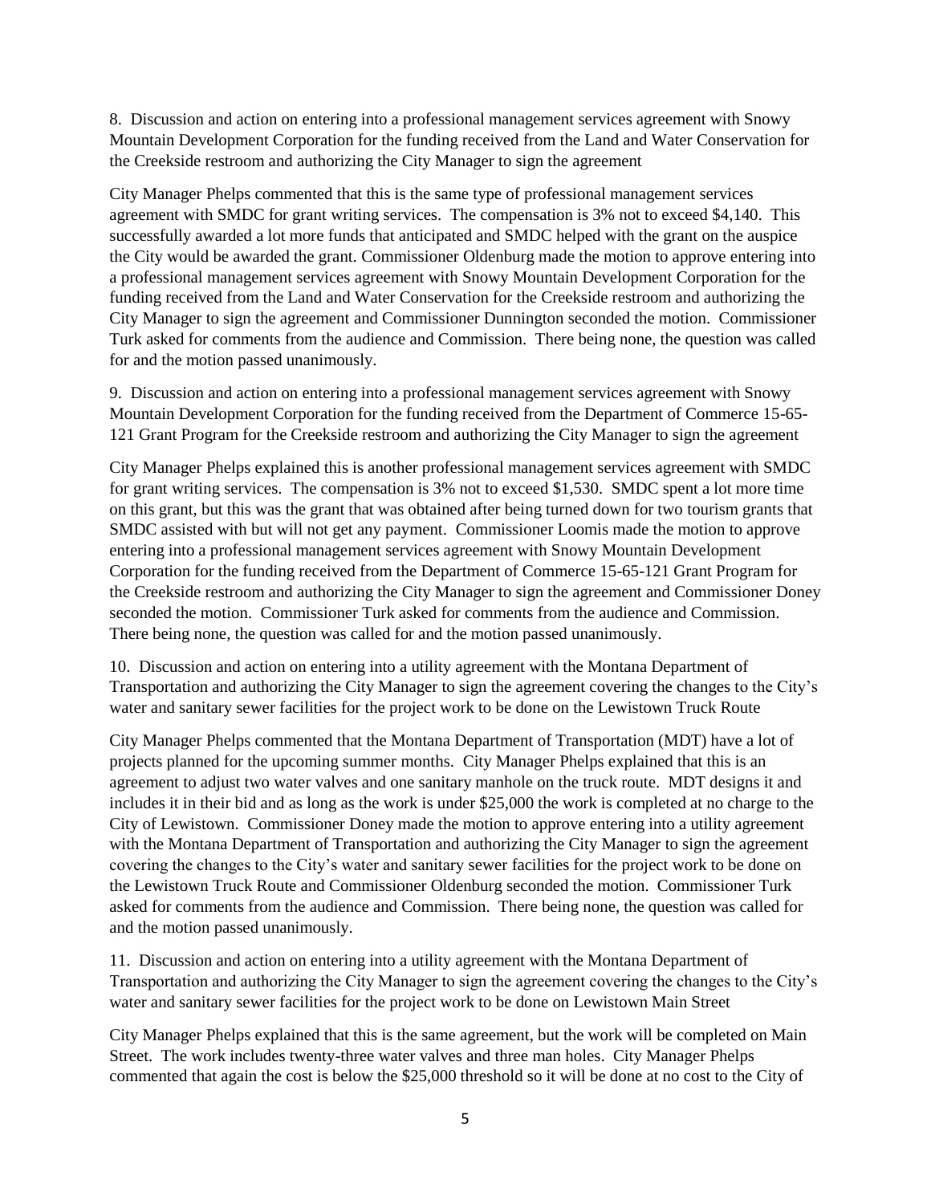8. Discussion and action on entering into a professional management services agreement with Snowy Mountain Development Corporation for the funding received from the Land and Water Conservation for the Creekside restroom and authorizing the City Manager to sign the agreement

City Manager Phelps commented that this is the same type of professional management services agreement with SMDC for grant writing services. The compensation is 3% not to exceed $4,140. This successfully awarded a lot more funds that anticipated and SMDC helped with the grant on the auspice the City would be awarded the grant. Commissioner Oldenburg made the motion to approve entering into a professional management services agreement with Snowy Mountain Development Corporation for the funding received from the Land and Water Conservation for the Creekside restroom and authorizing the City Manager to sign the agreement and Commissioner Dunnington seconded the motion. Commissioner Turk asked for comments from the audience and Commission. There being none, the question was called for and the motion passed unanimously.

9. Discussion and action on entering into a professional management services agreement with Snowy Mountain Development Corporation for the funding received from the Department of Commerce 15-65-121 Grant Program for the Creekside restroom and authorizing the City Manager to sign the agreement

City Manager Phelps explained this is another professional management services agreement with SMDC for grant writing services. The compensation is 3% not to exceed $1,530. SMDC spent a lot more time on this grant, but this was the grant that was obtained after being turned down for two tourism grants that SMDC assisted with but will not get any payment. Commissioner Loomis made the motion to approve entering into a professional management services agreement with Snowy Mountain Development Corporation for the funding received from the Department of Commerce 15-65-121 Grant Program for the Creekside restroom and authorizing the City Manager to sign the agreement and Commissioner Doney seconded the motion. Commissioner Turk asked for comments from the audience and Commission. There being none, the question was called for and the motion passed unanimously.

10. Discussion and action on entering into a utility agreement with the Montana Department of Transportation and authorizing the City Manager to sign the agreement covering the changes to the City's water and sanitary sewer facilities for the project work to be done on the Lewistown Truck Route

City Manager Phelps commented that the Montana Department of Transportation (MDT) have a lot of projects planned for the upcoming summer months. City Manager Phelps explained that this is an agreement to adjust two water valves and one sanitary manhole on the truck route. MDT designs it and includes it in their bid and as long as the work is under $25,000 the work is completed at no charge to the City of Lewistown. Commissioner Doney made the motion to approve entering into a utility agreement with the Montana Department of Transportation and authorizing the City Manager to sign the agreement covering the changes to the City's water and sanitary sewer facilities for the project work to be done on the Lewistown Truck Route and Commissioner Oldenburg seconded the motion. Commissioner Turk asked for comments from the audience and Commission. There being none, the question was called for and the motion passed unanimously.

11. Discussion and action on entering into a utility agreement with the Montana Department of Transportation and authorizing the City Manager to sign the agreement covering the changes to the City's water and sanitary sewer facilities for the project work to be done on Lewistown Main Street

City Manager Phelps explained that this is the same agreement, but the work will be completed on Main Street. The work includes twenty-three water valves and three man holes. City Manager Phelps commented that again the cost is below the $25,000 threshold so it will be done at no cost to the City of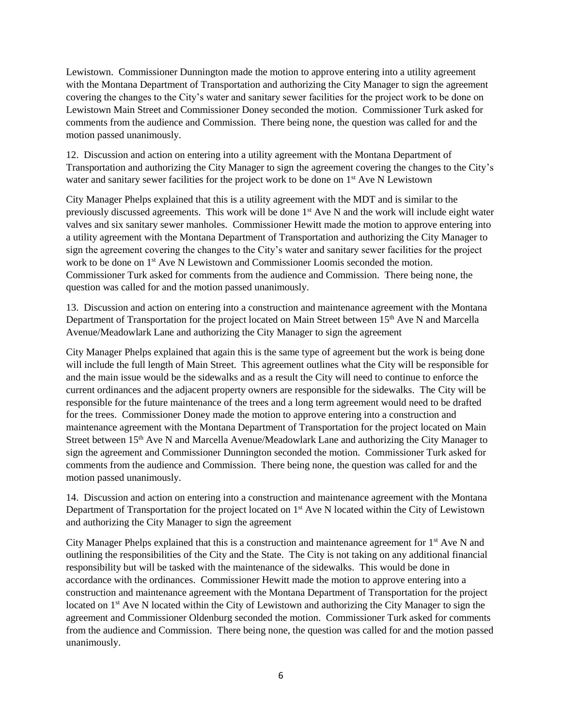Lewistown. Commissioner Dunnington made the motion to approve entering into a utility agreement with the Montana Department of Transportation and authorizing the City Manager to sign the agreement covering the changes to the City's water and sanitary sewer facilities for the project work to be done on Lewistown Main Street and Commissioner Doney seconded the motion. Commissioner Turk asked for comments from the audience and Commission. There being none, the question was called for and the motion passed unanimously.

12. Discussion and action on entering into a utility agreement with the Montana Department of Transportation and authorizing the City Manager to sign the agreement covering the changes to the City's water and sanitary sewer facilities for the project work to be done on 1st Ave N Lewistown

City Manager Phelps explained that this is a utility agreement with the MDT and is similar to the previously discussed agreements. This work will be done 1st Ave N and the work will include eight water valves and six sanitary sewer manholes. Commissioner Hewitt made the motion to approve entering into a utility agreement with the Montana Department of Transportation and authorizing the City Manager to sign the agreement covering the changes to the City's water and sanitary sewer facilities for the project work to be done on 1st Ave N Lewistown and Commissioner Loomis seconded the motion. Commissioner Turk asked for comments from the audience and Commission. There being none, the question was called for and the motion passed unanimously.

13. Discussion and action on entering into a construction and maintenance agreement with the Montana Department of Transportation for the project located on Main Street between 15th Ave N and Marcella Avenue/Meadowlark Lane and authorizing the City Manager to sign the agreement

City Manager Phelps explained that again this is the same type of agreement but the work is being done will include the full length of Main Street. This agreement outlines what the City will be responsible for and the main issue would be the sidewalks and as a result the City will need to continue to enforce the current ordinances and the adjacent property owners are responsible for the sidewalks. The City will be responsible for the future maintenance of the trees and a long term agreement would need to be drafted for the trees. Commissioner Doney made the motion to approve entering into a construction and maintenance agreement with the Montana Department of Transportation for the project located on Main Street between 15th Ave N and Marcella Avenue/Meadowlark Lane and authorizing the City Manager to sign the agreement and Commissioner Dunnington seconded the motion. Commissioner Turk asked for comments from the audience and Commission. There being none, the question was called for and the motion passed unanimously.

14. Discussion and action on entering into a construction and maintenance agreement with the Montana Department of Transportation for the project located on 1st Ave N located within the City of Lewistown and authorizing the City Manager to sign the agreement

City Manager Phelps explained that this is a construction and maintenance agreement for 1st Ave N and outlining the responsibilities of the City and the State. The City is not taking on any additional financial responsibility but will be tasked with the maintenance of the sidewalks. This would be done in accordance with the ordinances. Commissioner Hewitt made the motion to approve entering into a construction and maintenance agreement with the Montana Department of Transportation for the project located on 1st Ave N located within the City of Lewistown and authorizing the City Manager to sign the agreement and Commissioner Oldenburg seconded the motion. Commissioner Turk asked for comments from the audience and Commission. There being none, the question was called for and the motion passed unanimously.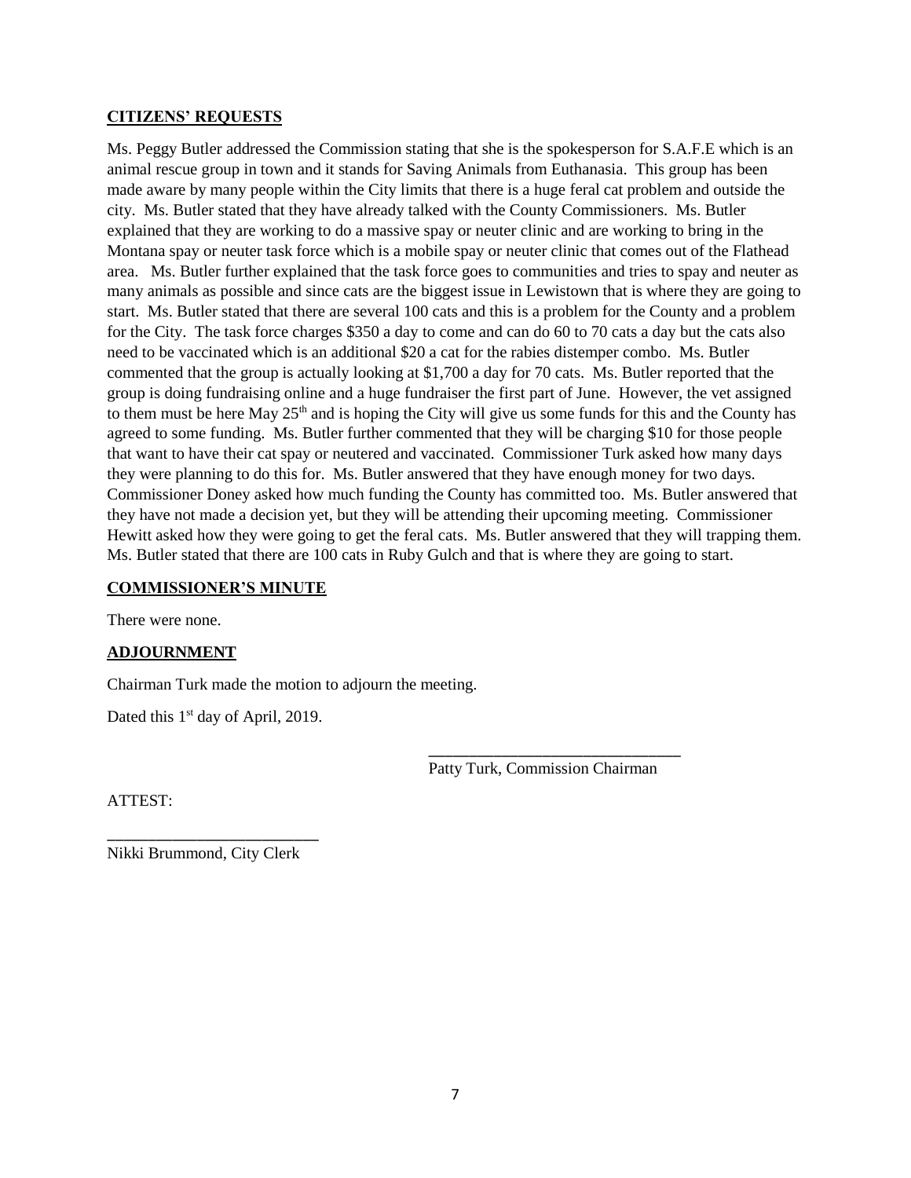## CITIZENS' REQUESTS

Ms. Peggy Butler addressed the Commission stating that she is the spokesperson for S.A.F.E which is an animal rescue group in town and it stands for Saving Animals from Euthanasia. This group has been made aware by many people within the City limits that there is a huge feral cat problem and outside the city. Ms. Butler stated that they have already talked with the County Commissioners. Ms. Butler explained that they are working to do a massive spay or neuter clinic and are working to bring in the Montana spay or neuter task force which is a mobile spay or neuter clinic that comes out of the Flathead area. Ms. Butler further explained that the task force goes to communities and tries to spay and neuter as many animals as possible and since cats are the biggest issue in Lewistown that is where they are going to start. Ms. Butler stated that there are several 100 cats and this is a problem for the County and a problem for the City. The task force charges $350 a day to come and can do 60 to 70 cats a day but the cats also need to be vaccinated which is an additional $20 a cat for the rabies distemper combo. Ms. Butler commented that the group is actually looking at $1,700 a day for 70 cats. Ms. Butler reported that the group is doing fundraising online and a huge fundraiser the first part of June. However, the vet assigned to them must be here May 25th and is hoping the City will give us some funds for this and the County has agreed to some funding. Ms. Butler further commented that they will be charging $10 for those people that want to have their cat spay or neutered and vaccinated. Commissioner Turk asked how many days they were planning to do this for. Ms. Butler answered that they have enough money for two days. Commissioner Doney asked how much funding the County has committed too. Ms. Butler answered that they have not made a decision yet, but they will be attending their upcoming meeting. Commissioner Hewitt asked how they were going to get the feral cats. Ms. Butler answered that they will trapping them. Ms. Butler stated that there are 100 cats in Ruby Gulch and that is where they are going to start.

## COMMISSIONER'S MINUTE

There were none.

## ADJOURNMENT

Chairman Turk made the motion to adjourn the meeting.

Dated this 1st day of April, 2019.

_______________________________
Patty Turk, Commission Chairman

ATTEST:

_________________________
Nikki Brummond, City Clerk